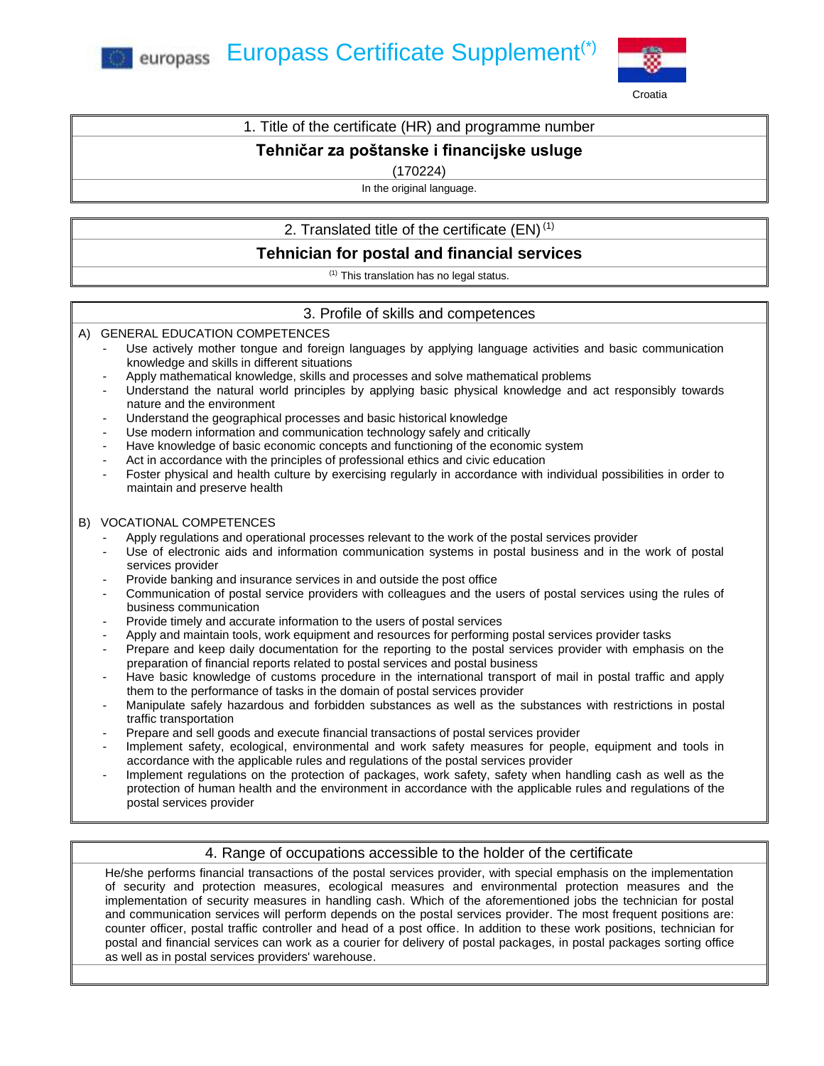# Europass Certificate Supplement(*)

Croatia

## 1. Title of the certificate (HR) and programme number

**Tehničar za poštanske i financijske usluge**

(170224)

In the original language.

## 2. Translated title of the certificate (EN) (1)

**Tehnician for postal and financial services**

(1) This translation has no legal status.

## 3. Profile of skills and competences

A) GENERAL EDUCATION COMPETENCES

- Use actively mother tongue and foreign languages by applying language activities and basic communication knowledge and skills in different situations
- Apply mathematical knowledge, skills and processes and solve mathematical problems
- Understand the natural world principles by applying basic physical knowledge and act responsibly towards nature and the environment
- Understand the geographical processes and basic historical knowledge
- Use modern information and communication technology safely and critically
- Have knowledge of basic economic concepts and functioning of the economic system
- Act in accordance with the principles of professional ethics and civic education
- Foster physical and health culture by exercising regularly in accordance with individual possibilities in order to maintain and preserve health

B) VOCATIONAL COMPETENCES

- Apply regulations and operational processes relevant to the work of the postal services provider
- Use of electronic aids and information communication systems in postal business and in the work of postal services provider
- Provide banking and insurance services in and outside the post office
- Communication of postal service providers with colleagues and the users of postal services using the rules of business communication
- Provide timely and accurate information to the users of postal services
- Apply and maintain tools, work equipment and resources for performing postal services provider tasks
- Prepare and keep daily documentation for the reporting to the postal services provider with emphasis on the preparation of financial reports related to postal services and postal business
- Have basic knowledge of customs procedure in the international transport of mail in postal traffic and apply them to the performance of tasks in the domain of postal services provider
- Manipulate safely hazardous and forbidden substances as well as the substances with restrictions in postal traffic transportation
- Prepare and sell goods and execute financial transactions of postal services provider
- Implement safety, ecological, environmental and work safety measures for people, equipment and tools in accordance with the applicable rules and regulations of the postal services provider
- Implement regulations on the protection of packages, work safety, safety when handling cash as well as the protection of human health and the environment in accordance with the applicable rules and regulations of the postal services provider

## 4. Range of occupations accessible to the holder of the certificate

He/she performs financial transactions of the postal services provider, with special emphasis on the implementation of security and protection measures, ecological measures and environmental protection measures and the implementation of security measures in handling cash. Which of the aforementioned jobs the technician for postal and communication services will perform depends on the postal services provider. The most frequent positions are: counter officer, postal traffic controller and head of a post office. In addition to these work positions, technician for postal and financial services can work as a courier for delivery of postal packages, in postal packages sorting office as well as in postal services providers' warehouse.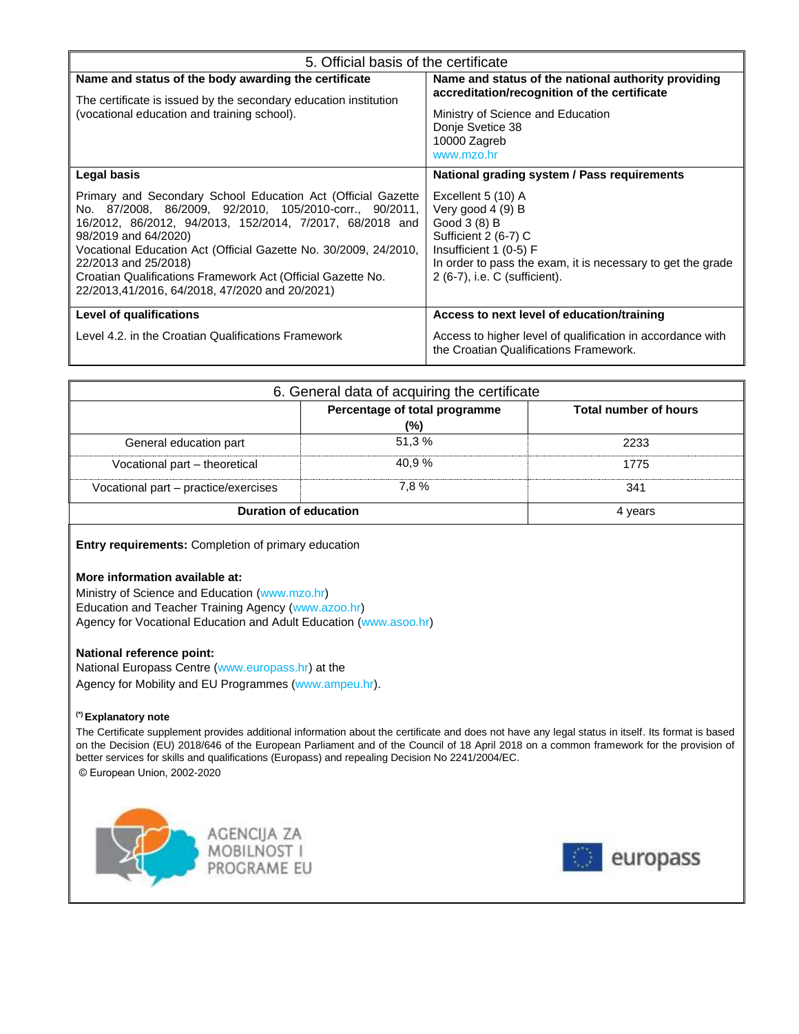## 5. Official basis of the certificate

| | |
|---|---|
| **Name and status of the body awarding the certificate**<br><br>The certificate is issued by the secondary education institution (vocational education and training school). | **Name and status of the national authority providing accreditation/recognition of the certificate**<br><br>Ministry of Science and Education<br>Donje Svetice 38<br>10000 Zagreb<br>www.mzo.hr |
| **Legal basis**<br><br>Primary and Secondary School Education Act (Official Gazette No. 87/2008, 86/2009, 92/2010, 105/2010-corr., 90/2011, 16/2012, 86/2012, 94/2013, 152/2014, 7/2017, 68/2018 and 98/2019 and 64/2020)<br>Vocational Education Act (Official Gazette No. 30/2009, 24/2010, 22/2013 and 25/2018)<br>Croatian Qualifications Framework Act (Official Gazette No. 22/2013,41/2016, 64/2018, 47/2020 and 20/2021) | **National grading system / Pass requirements**<br><br>Excellent 5 (10) A<br>Very good 4 (9) B<br>Good 3 (8) B<br>Sufficient 2 (6-7) C<br>Insufficient 1 (0-5) F<br>In order to pass the exam, it is necessary to get the grade 2 (6-7), i.e. C (sufficient). |
| **Level of qualifications**<br><br>Level 4.2. in the Croatian Qualifications Framework | **Access to next level of education/training**<br><br>Access to higher level of qualification in accordance with the Croatian Qualifications Framework. |

## 6. General data of acquiring the certificate

| | Percentage of total programme (%) | Total number of hours |
|---|---|---|
| General education part | 51,3 % | 2233 |
| Vocational part – theoretical | 40,9 % | 1775 |
| Vocational part – practice/exercises | 7,8 % | 341 |
| **Duration of education** | | 4 years |

**Entry requirements:** Completion of primary education

**More information available at:**
Ministry of Science and Education (www.mzo.hr)
Education and Teacher Training Agency (www.azoo.hr)
Agency for Vocational Education and Adult Education (www.asoo.hr)

**National reference point:**
National Europass Centre (www.europass.hr) at the
Agency for Mobility and EU Programmes (www.ampeu.hr).

**(\*) Explanatory note**

The Certificate supplement provides additional information about the certificate and does not have any legal status in itself. Its format is based on the Decision (EU) 2018/646 of the European Parliament and of the Council of 18 April 2018 on a common framework for the provision of better services for skills and qualifications (Europass) and repealing Decision No 2241/2004/EC.

© European Union, 2002-2020

AGENCIJA ZA MOBILNOST I PROGRAME EU

europass